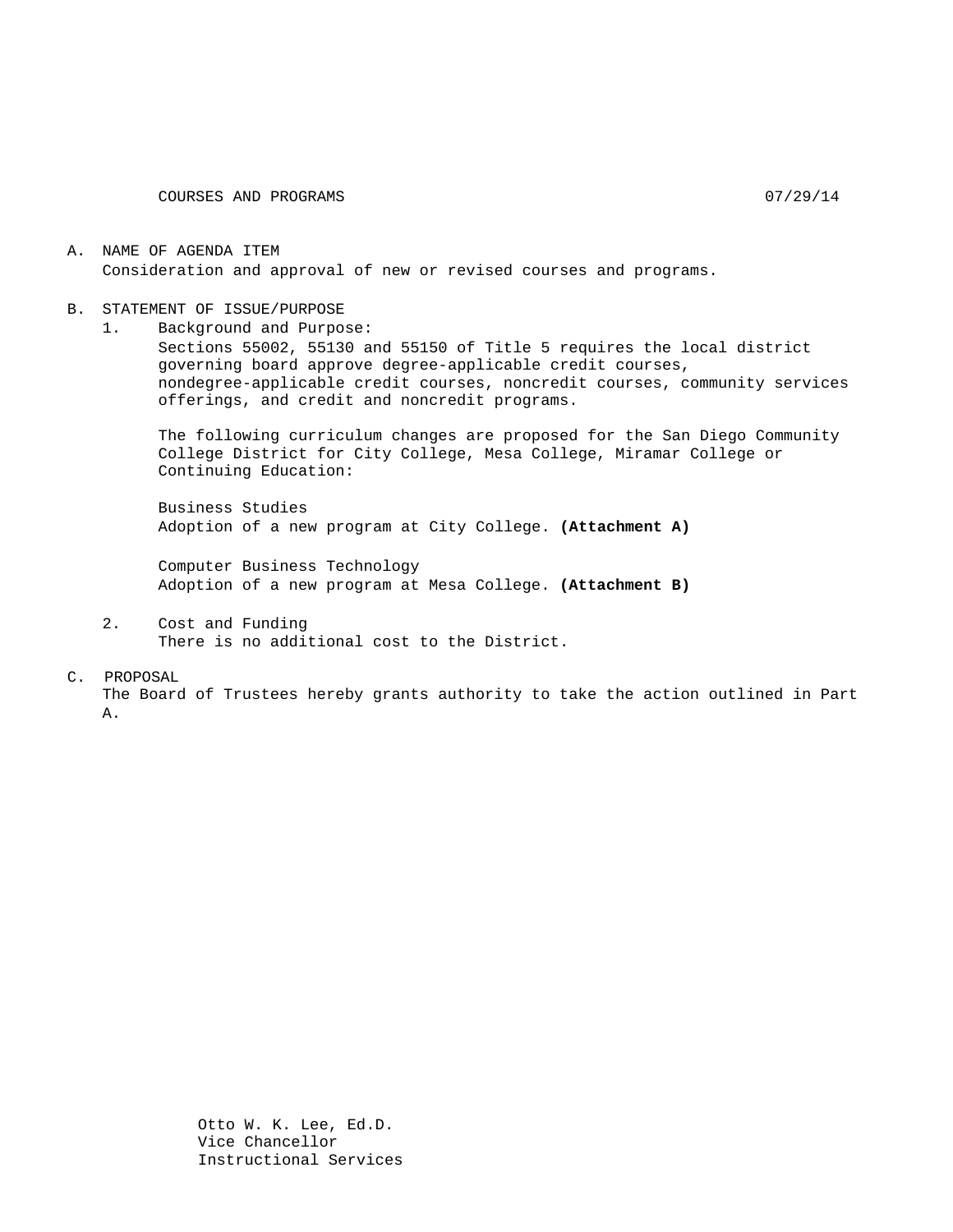COURSES AND PROGRAMS 07/29/14

A. NAME OF AGENDA ITEM
   Consideration and approval of new or revised courses and programs.

B. STATEMENT OF ISSUE/PURPOSE
   1. Background and Purpose:
      Sections 55002, 55130 and 55150 of Title 5 requires the local district governing board approve degree-applicable credit courses, nondegree-applicable credit courses, noncredit courses, community services offerings, and credit and noncredit programs.

      The following curriculum changes are proposed for the San Diego Community College District for City College, Mesa College, Miramar College or Continuing Education:

      Business Studies
      Adoption of a new program at City College. **(Attachment A)**

      Computer Business Technology
      Adoption of a new program at Mesa College. **(Attachment B)**

   2. Cost and Funding
      There is no additional cost to the District.

C. PROPOSAL
   The Board of Trustees hereby grants authority to take the action outlined in Part A.

Otto W. K. Lee, Ed.D.
Vice Chancellor
Instructional Services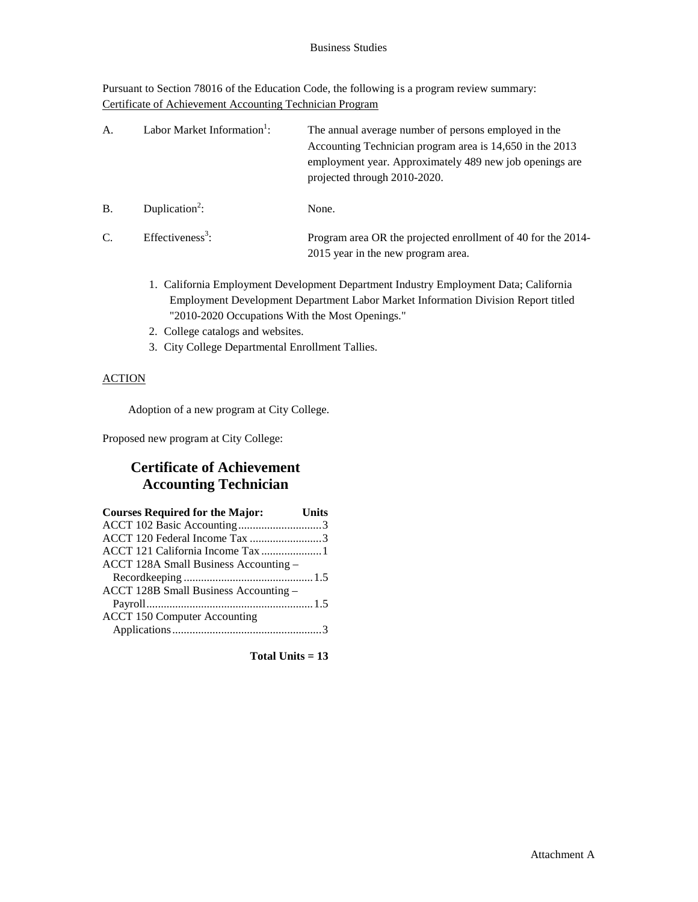Business Studies

Pursuant to Section 78016 of the Education Code, the following is a program review summary:
Certificate of Achievement Accounting Technician Program

| | | |
|---|---|---|
| A. | Labor Market Information[1]: | The annual average number of persons employed in the Accounting Technician program area is 14,650 in the 2013 employment year. Approximately 489 new job openings are projected through 2010-2020. |
| B. | Duplication[2]: | None. |
| C. | Effectiveness[3]: | Program area OR the projected enrollment of 40 for the 2014-2015 year in the new program area. |

1. California Employment Development Department Industry Employment Data; California Employment Development Department Labor Market Information Division Report titled "2010-2020 Occupations With the Most Openings."
2. College catalogs and websites.
3. City College Departmental Enrollment Tallies.

ACTION

Adoption of a new program at City College.

Proposed new program at City College:

## Certificate of Achievement Accounting Technician

| Courses Required for the Major: | Units |
|---|---|
| ACCT 102 Basic Accounting | 3 |
| ACCT 120 Federal Income Tax | 3 |
| ACCT 121 California Income Tax | 1 |
| ACCT 128A Small Business Accounting – Recordkeeping | 1.5 |
| ACCT 128B Small Business Accounting – Payroll | 1.5 |
| ACCT 150 Computer Accounting Applications | 3 |

**Total Units = 13**

Attachment A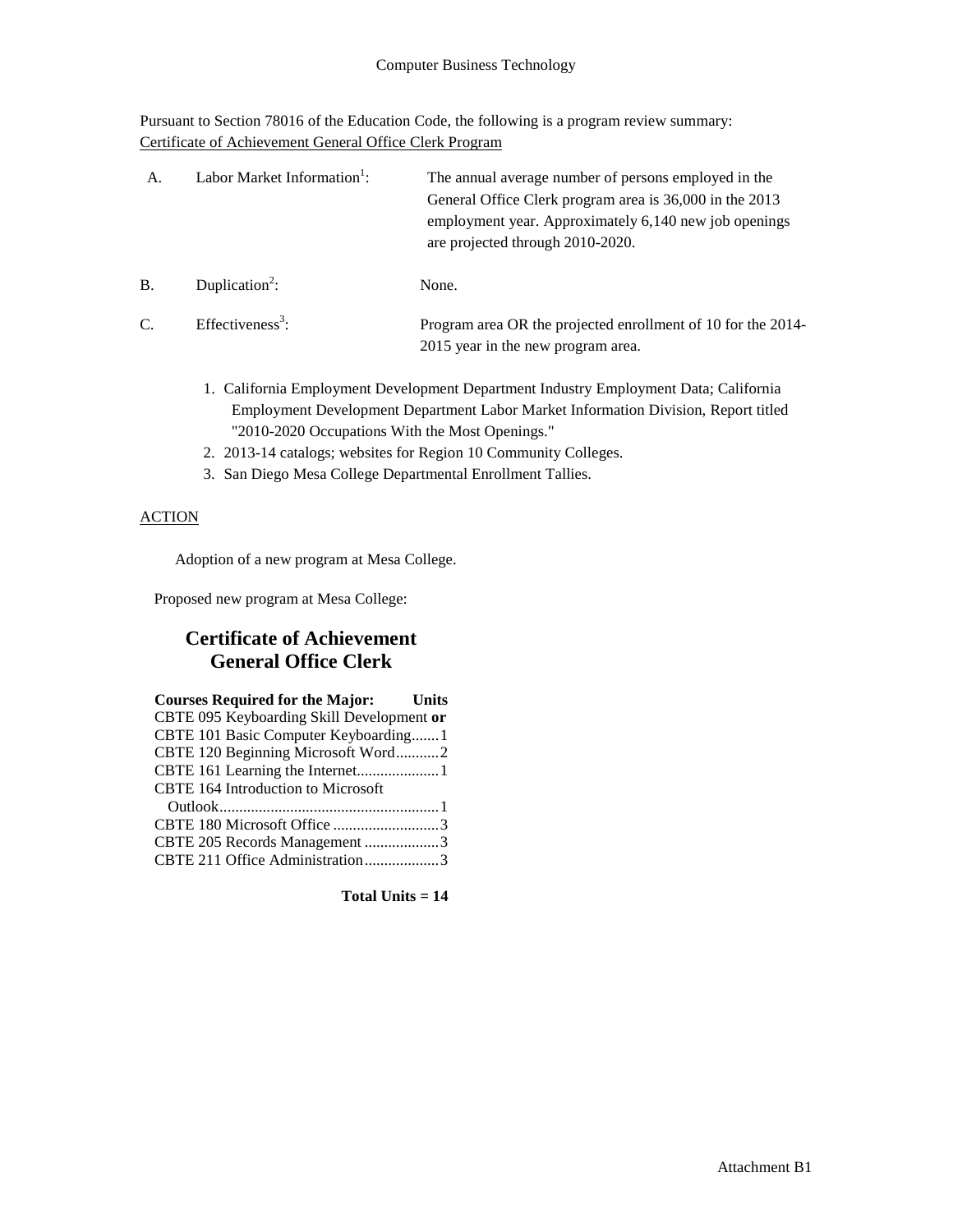Computer Business Technology

Pursuant to Section 78016 of the Education Code, the following is a program review summary:
Certificate of Achievement General Office Clerk Program

A. Labor Market Information[1]: The annual average number of persons employed in the General Office Clerk program area is 36,000 in the 2013 employment year. Approximately 6,140 new job openings are projected through 2010-2020.

B. Duplication[2]: None.

C. Effectiveness[3]: Program area OR the projected enrollment of 10 for the 2014-2015 year in the new program area.

1. California Employment Development Department Industry Employment Data; California Employment Development Department Labor Market Information Division, Report titled "2010-2020 Occupations With the Most Openings."
2. 2013-14 catalogs; websites for Region 10 Community Colleges.
3. San Diego Mesa College Departmental Enrollment Tallies.

ACTION

Adoption of a new program at Mesa College.

Proposed new program at Mesa College:

## Certificate of Achievement General Office Clerk

| Courses Required for the Major: | Units |
|---|---|
| CBTE 095 Keyboarding Skill Development **or** | |
| CBTE 101 Basic Computer Keyboarding | 1 |
| CBTE 120 Beginning Microsoft Word | 2 |
| CBTE 161 Learning the Internet | 1 |
| CBTE 164 Introduction to Microsoft Outlook | 1 |
| CBTE 180 Microsoft Office | 3 |
| CBTE 205 Records Management | 3 |
| CBTE 211 Office Administration | 3 |

**Total Units = 14**

Attachment B1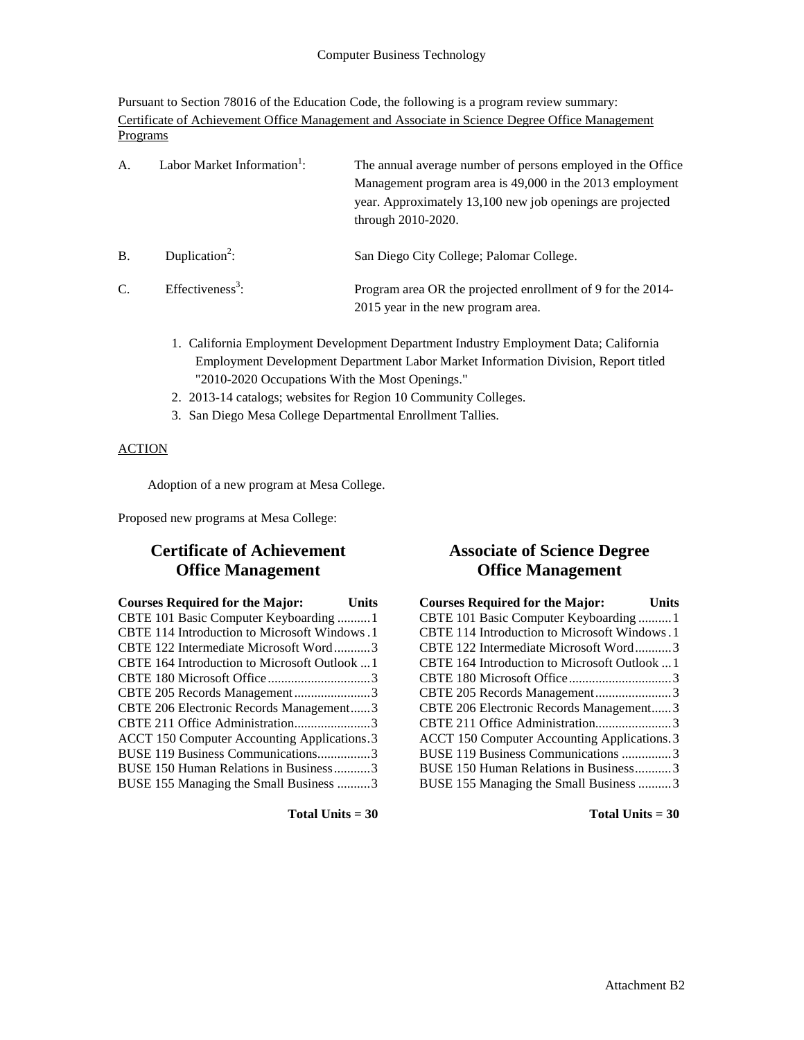Computer Business Technology

Pursuant to Section 78016 of the Education Code, the following is a program review summary:
<u>Certificate of Achievement Office Management and Associate in Science Degree Office Management Programs</u>

| | | |
|---|---|---|
| A. | Labor Market Information[1]: | The annual average number of persons employed in the Office Management program area is 49,000 in the 2013 employment year. Approximately 13,100 new job openings are projected through 2010-2020. |
| B. | Duplication[2]: | San Diego City College; Palomar College. |
| C. | Effectiveness[3]: | Program area OR the projected enrollment of 9 for the 2014-2015 year in the new program area. |

1. California Employment Development Department Industry Employment Data; California Employment Development Department Labor Market Information Division, Report titled "2010-2020 Occupations With the Most Openings."
2. 2013-14 catalogs; websites for Region 10 Community Colleges.
3. San Diego Mesa College Departmental Enrollment Tallies.

<u>ACTION</u>

Adoption of a new program at Mesa College.

Proposed new programs at Mesa College:

## Certificate of Achievement Office Management

| Courses Required for the Major: | Units |
|---|---|
| CBTE 101 Basic Computer Keyboarding | 1 |
| CBTE 114 Introduction to Microsoft Windows | 1 |
| CBTE 122 Intermediate Microsoft Word | 3 |
| CBTE 164 Introduction to Microsoft Outlook | 1 |
| CBTE 180 Microsoft Office | 3 |
| CBTE 205 Records Management | 3 |
| CBTE 206 Electronic Records Management | 3 |
| CBTE 211 Office Administration | 3 |
| ACCT 150 Computer Accounting Applications | 3 |
| BUSE 119 Business Communications | 3 |
| BUSE 150 Human Relations in Business | 3 |
| BUSE 155 Managing the Small Business | 3 |

**Total Units = 30**

## Associate of Science Degree Office Management

| Courses Required for the Major: | Units |
|---|---|
| CBTE 101 Basic Computer Keyboarding | 1 |
| CBTE 114 Introduction to Microsoft Windows | 1 |
| CBTE 122 Intermediate Microsoft Word | 3 |
| CBTE 164 Introduction to Microsoft Outlook | 1 |
| CBTE 180 Microsoft Office | 3 |
| CBTE 205 Records Management | 3 |
| CBTE 206 Electronic Records Management | 3 |
| CBTE 211 Office Administration | 3 |
| ACCT 150 Computer Accounting Applications | 3 |
| BUSE 119 Business Communications | 3 |
| BUSE 150 Human Relations in Business | 3 |
| BUSE 155 Managing the Small Business | 3 |

**Total Units = 30**

Attachment B2